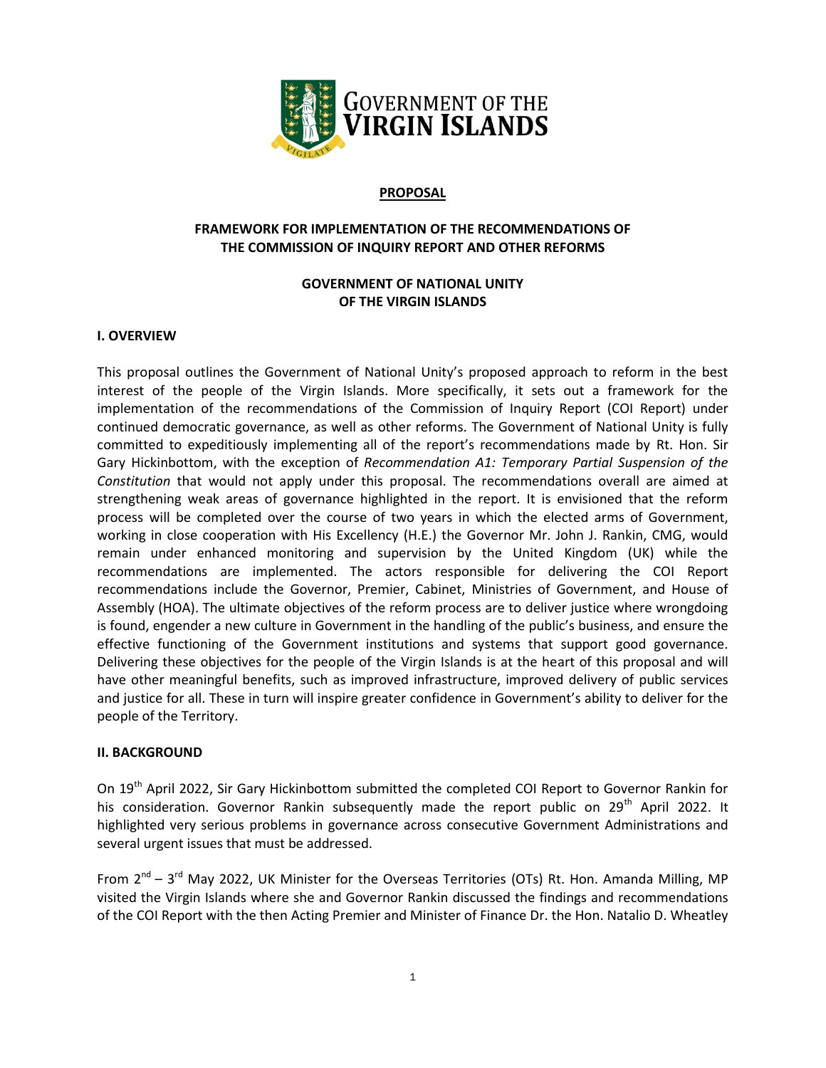GOVERNMENT OF THE VIRGIN ISLANDS

**PROPOSAL**

# FRAMEWORK FOR IMPLEMENTATION OF THE RECOMMENDATIONS OF THE COMMISSION OF INQUIRY REPORT AND OTHER REFORMS

## GOVERNMENT OF NATIONAL UNITY OF THE VIRGIN ISLANDS

### I. OVERVIEW

This proposal outlines the Government of National Unity's proposed approach to reform in the best interest of the people of the Virgin Islands. More specifically, it sets out a framework for the implementation of the recommendations of the Commission of Inquiry Report (COI Report) under continued democratic governance, as well as other reforms. The Government of National Unity is fully committed to expeditiously implementing all of the report's recommendations made by Rt. Hon. Sir Gary Hickinbottom, with the exception of *Recommendation A1: Temporary Partial Suspension of the Constitution* that would not apply under this proposal. The recommendations overall are aimed at strengthening weak areas of governance highlighted in the report. It is envisioned that the reform process will be completed over the course of two years in which the elected arms of Government, working in close cooperation with His Excellency (H.E.) the Governor Mr. John J. Rankin, CMG, would remain under enhanced monitoring and supervision by the United Kingdom (UK) while the recommendations are implemented. The actors responsible for delivering the COI Report recommendations include the Governor, Premier, Cabinet, Ministries of Government, and House of Assembly (HOA). The ultimate objectives of the reform process are to deliver justice where wrongdoing is found, engender a new culture in Government in the handling of the public's business, and ensure the effective functioning of the Government institutions and systems that support good governance. Delivering these objectives for the people of the Virgin Islands is at the heart of this proposal and will have other meaningful benefits, such as improved infrastructure, improved delivery of public services and justice for all. These in turn will inspire greater confidence in Government's ability to deliver for the people of the Territory.

### II. BACKGROUND

On 19th April 2022, Sir Gary Hickinbottom submitted the completed COI Report to Governor Rankin for his consideration. Governor Rankin subsequently made the report public on 29th April 2022. It highlighted very serious problems in governance across consecutive Government Administrations and several urgent issues that must be addressed.

From 2nd – 3rd May 2022, UK Minister for the Overseas Territories (OTs) Rt. Hon. Amanda Milling, MP visited the Virgin Islands where she and Governor Rankin discussed the findings and recommendations of the COI Report with the then Acting Premier and Minister of Finance Dr. the Hon. Natalio D. Wheatley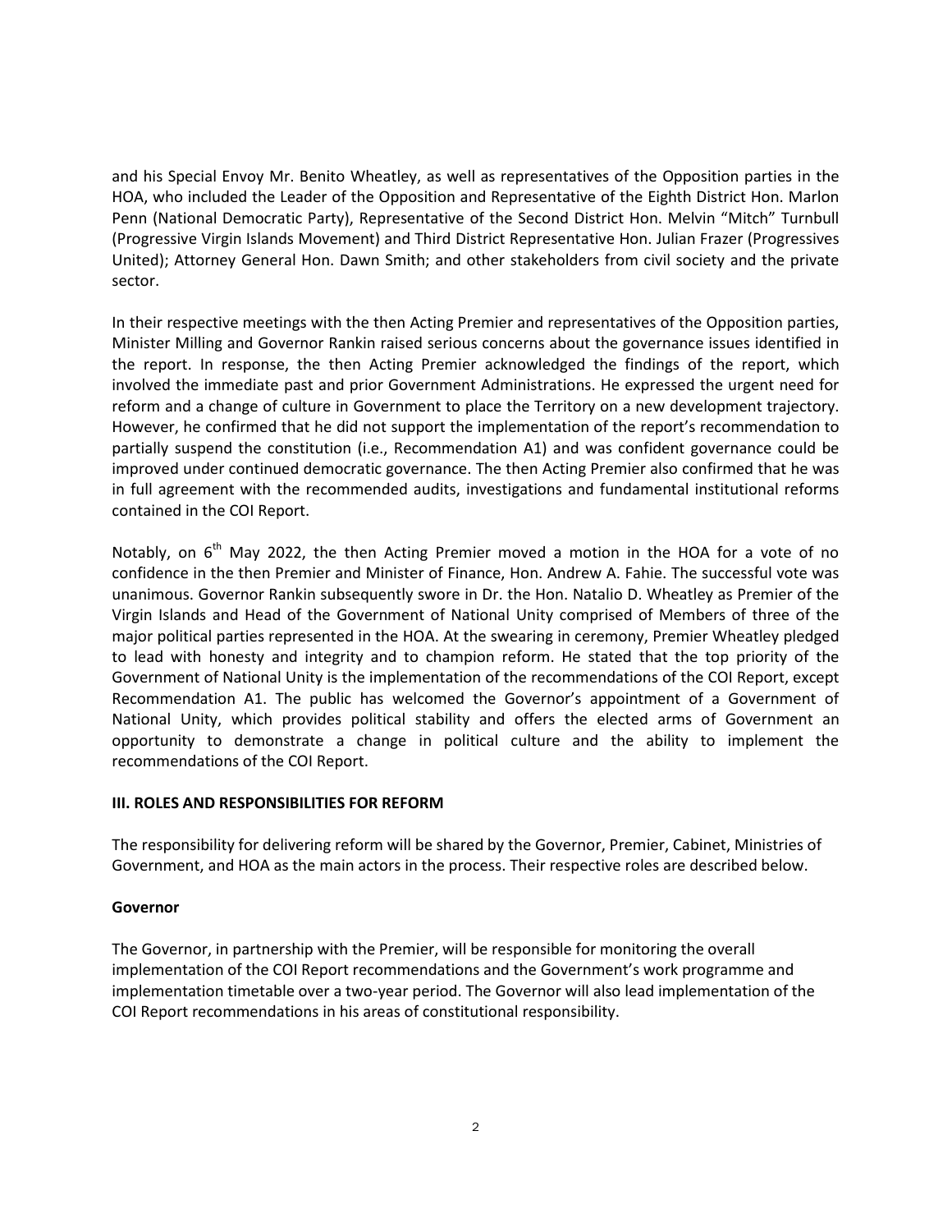and his Special Envoy Mr. Benito Wheatley, as well as representatives of the Opposition parties in the HOA, who included the Leader of the Opposition and Representative of the Eighth District Hon. Marlon Penn (National Democratic Party), Representative of the Second District Hon. Melvin "Mitch" Turnbull (Progressive Virgin Islands Movement) and Third District Representative Hon. Julian Frazer (Progressives United); Attorney General Hon. Dawn Smith; and other stakeholders from civil society and the private sector.

In their respective meetings with the then Acting Premier and representatives of the Opposition parties, Minister Milling and Governor Rankin raised serious concerns about the governance issues identified in the report. In response, the then Acting Premier acknowledged the findings of the report, which involved the immediate past and prior Government Administrations. He expressed the urgent need for reform and a change of culture in Government to place the Territory on a new development trajectory. However, he confirmed that he did not support the implementation of the report's recommendation to partially suspend the constitution (i.e., Recommendation A1) and was confident governance could be improved under continued democratic governance. The then Acting Premier also confirmed that he was in full agreement with the recommended audits, investigations and fundamental institutional reforms contained in the COI Report.

Notably, on 6th May 2022, the then Acting Premier moved a motion in the HOA for a vote of no confidence in the then Premier and Minister of Finance, Hon. Andrew A. Fahie. The successful vote was unanimous. Governor Rankin subsequently swore in Dr. the Hon. Natalio D. Wheatley as Premier of the Virgin Islands and Head of the Government of National Unity comprised of Members of three of the major political parties represented in the HOA. At the swearing in ceremony, Premier Wheatley pledged to lead with honesty and integrity and to champion reform. He stated that the top priority of the Government of National Unity is the implementation of the recommendations of the COI Report, except Recommendation A1. The public has welcomed the Governor's appointment of a Government of National Unity, which provides political stability and offers the elected arms of Government an opportunity to demonstrate a change in political culture and the ability to implement the recommendations of the COI Report.

## III. ROLES AND RESPONSIBILITIES FOR REFORM

The responsibility for delivering reform will be shared by the Governor, Premier, Cabinet, Ministries of Government, and HOA as the main actors in the process. Their respective roles are described below.

### Governor

The Governor, in partnership with the Premier, will be responsible for monitoring the overall implementation of the COI Report recommendations and the Government's work programme and implementation timetable over a two-year period. The Governor will also lead implementation of the COI Report recommendations in his areas of constitutional responsibility.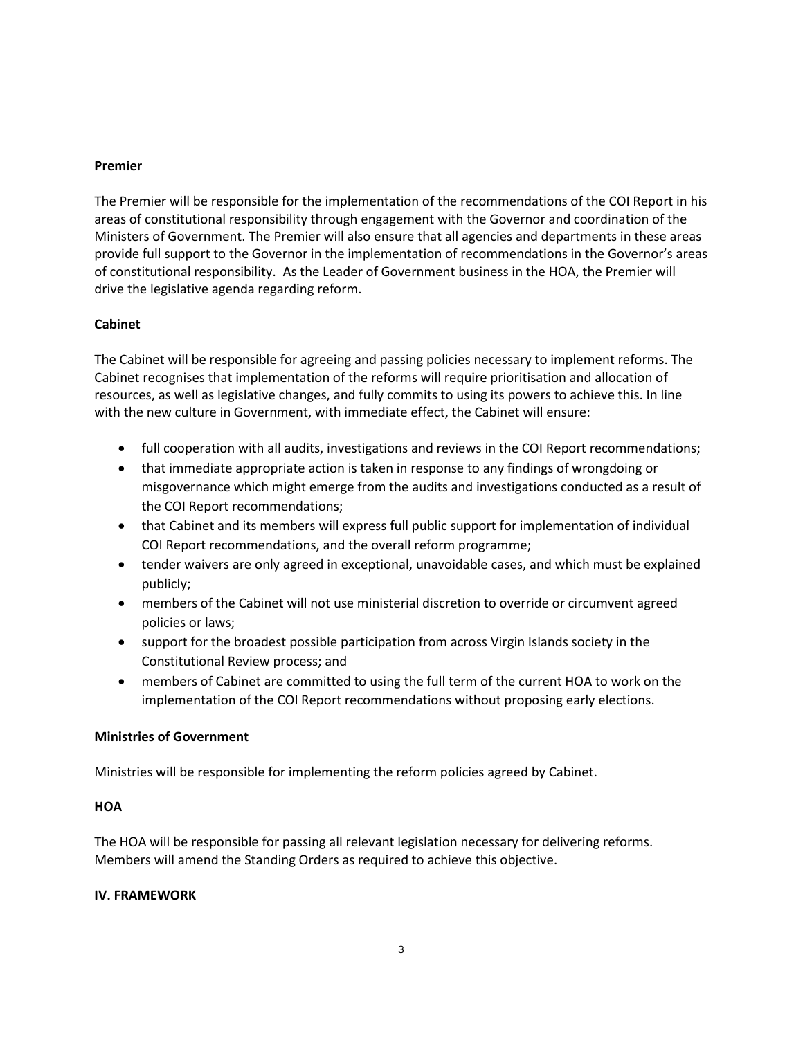**Premier**

The Premier will be responsible for the implementation of the recommendations of the COI Report in his areas of constitutional responsibility through engagement with the Governor and coordination of the Ministers of Government. The Premier will also ensure that all agencies and departments in these areas provide full support to the Governor in the implementation of recommendations in the Governor's areas of constitutional responsibility. As the Leader of Government business in the HOA, the Premier will drive the legislative agenda regarding reform.

**Cabinet**

The Cabinet will be responsible for agreeing and passing policies necessary to implement reforms. The Cabinet recognises that implementation of the reforms will require prioritisation and allocation of resources, as well as legislative changes, and fully commits to using its powers to achieve this. In line with the new culture in Government, with immediate effect, the Cabinet will ensure:

- full cooperation with all audits, investigations and reviews in the COI Report recommendations;
- that immediate appropriate action is taken in response to any findings of wrongdoing or misgovernance which might emerge from the audits and investigations conducted as a result of the COI Report recommendations;
- that Cabinet and its members will express full public support for implementation of individual COI Report recommendations, and the overall reform programme;
- tender waivers are only agreed in exceptional, unavoidable cases, and which must be explained publicly;
- members of the Cabinet will not use ministerial discretion to override or circumvent agreed policies or laws;
- support for the broadest possible participation from across Virgin Islands society in the Constitutional Review process; and
- members of Cabinet are committed to using the full term of the current HOA to work on the implementation of the COI Report recommendations without proposing early elections.

**Ministries of Government**

Ministries will be responsible for implementing the reform policies agreed by Cabinet.

**HOA**

The HOA will be responsible for passing all relevant legislation necessary for delivering reforms. Members will amend the Standing Orders as required to achieve this objective.

**IV. FRAMEWORK**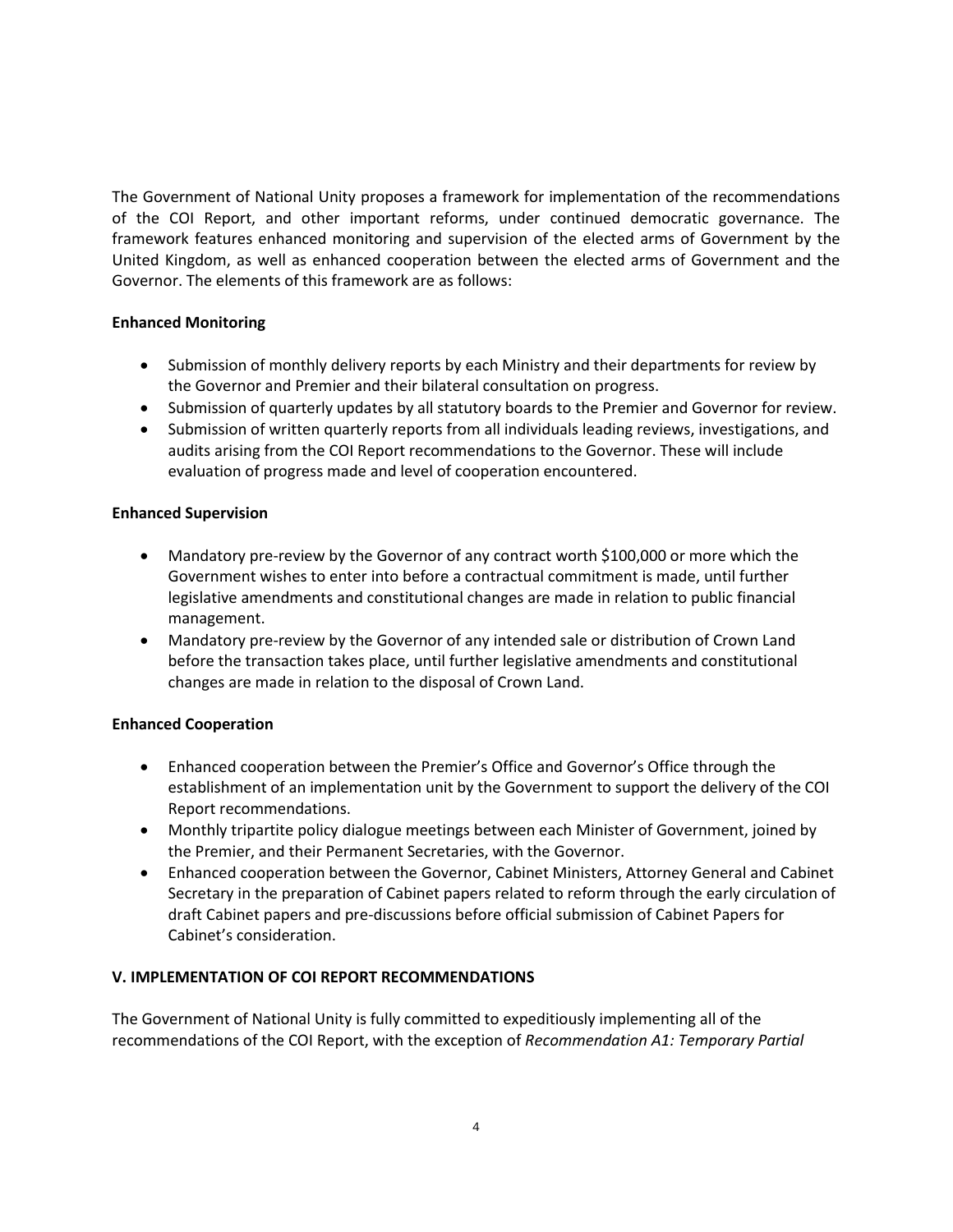The Government of National Unity proposes a framework for implementation of the recommendations of the COI Report, and other important reforms, under continued democratic governance. The framework features enhanced monitoring and supervision of the elected arms of Government by the United Kingdom, as well as enhanced cooperation between the elected arms of Government and the Governor. The elements of this framework are as follows:

**Enhanced Monitoring**

- Submission of monthly delivery reports by each Ministry and their departments for review by the Governor and Premier and their bilateral consultation on progress.
- Submission of quarterly updates by all statutory boards to the Premier and Governor for review.
- Submission of written quarterly reports from all individuals leading reviews, investigations, and audits arising from the COI Report recommendations to the Governor. These will include evaluation of progress made and level of cooperation encountered.

**Enhanced Supervision**

- Mandatory pre-review by the Governor of any contract worth $100,000 or more which the Government wishes to enter into before a contractual commitment is made, until further legislative amendments and constitutional changes are made in relation to public financial management.
- Mandatory pre-review by the Governor of any intended sale or distribution of Crown Land before the transaction takes place, until further legislative amendments and constitutional changes are made in relation to the disposal of Crown Land.

**Enhanced Cooperation**

- Enhanced cooperation between the Premier's Office and Governor's Office through the establishment of an implementation unit by the Government to support the delivery of the COI Report recommendations.
- Monthly tripartite policy dialogue meetings between each Minister of Government, joined by the Premier, and their Permanent Secretaries, with the Governor.
- Enhanced cooperation between the Governor, Cabinet Ministers, Attorney General and Cabinet Secretary in the preparation of Cabinet papers related to reform through the early circulation of draft Cabinet papers and pre-discussions before official submission of Cabinet Papers for Cabinet's consideration.

**V. IMPLEMENTATION OF COI REPORT RECOMMENDATIONS**

The Government of National Unity is fully committed to expeditiously implementing all of the recommendations of the COI Report, with the exception of *Recommendation A1: Temporary Partial*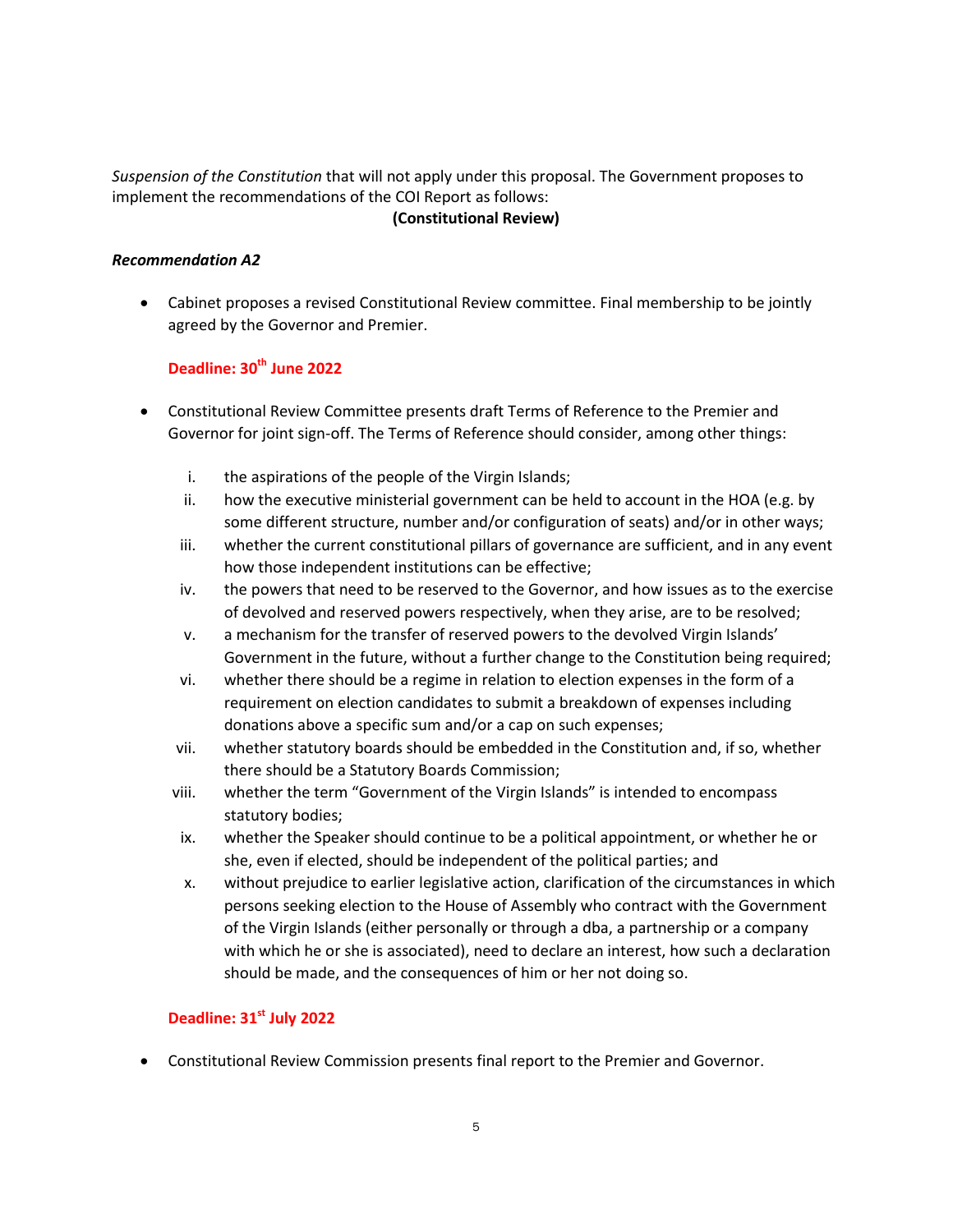*Suspension of the Constitution* that will not apply under this proposal. The Government proposes to implement the recommendations of the COI Report as follows:

**(Constitutional Review)**

***Recommendation A2***

- Cabinet proposes a revised Constitutional Review committee. Final membership to be jointly agreed by the Governor and Premier.

  **Deadline: 30th June 2022**

- Constitutional Review Committee presents draft Terms of Reference to the Premier and Governor for joint sign-off. The Terms of Reference should consider, among other things:

  i. the aspirations of the people of the Virgin Islands;
  ii. how the executive ministerial government can be held to account in the HOA (e.g. by some different structure, number and/or configuration of seats) and/or in other ways;
  iii. whether the current constitutional pillars of governance are sufficient, and in any event how those independent institutions can be effective;
  iv. the powers that need to be reserved to the Governor, and how issues as to the exercise of devolved and reserved powers respectively, when they arise, are to be resolved;
  v. a mechanism for the transfer of reserved powers to the devolved Virgin Islands' Government in the future, without a further change to the Constitution being required;
  vi. whether there should be a regime in relation to election expenses in the form of a requirement on election candidates to submit a breakdown of expenses including donations above a specific sum and/or a cap on such expenses;
  vii. whether statutory boards should be embedded in the Constitution and, if so, whether there should be a Statutory Boards Commission;
  viii. whether the term "Government of the Virgin Islands" is intended to encompass statutory bodies;
  ix. whether the Speaker should continue to be a political appointment, or whether he or she, even if elected, should be independent of the political parties; and
  x. without prejudice to earlier legislative action, clarification of the circumstances in which persons seeking election to the House of Assembly who contract with the Government of the Virgin Islands (either personally or through a dba, a partnership or a company with which he or she is associated), need to declare an interest, how such a declaration should be made, and the consequences of him or her not doing so.

  **Deadline: 31st July 2022**

- Constitutional Review Commission presents final report to the Premier and Governor.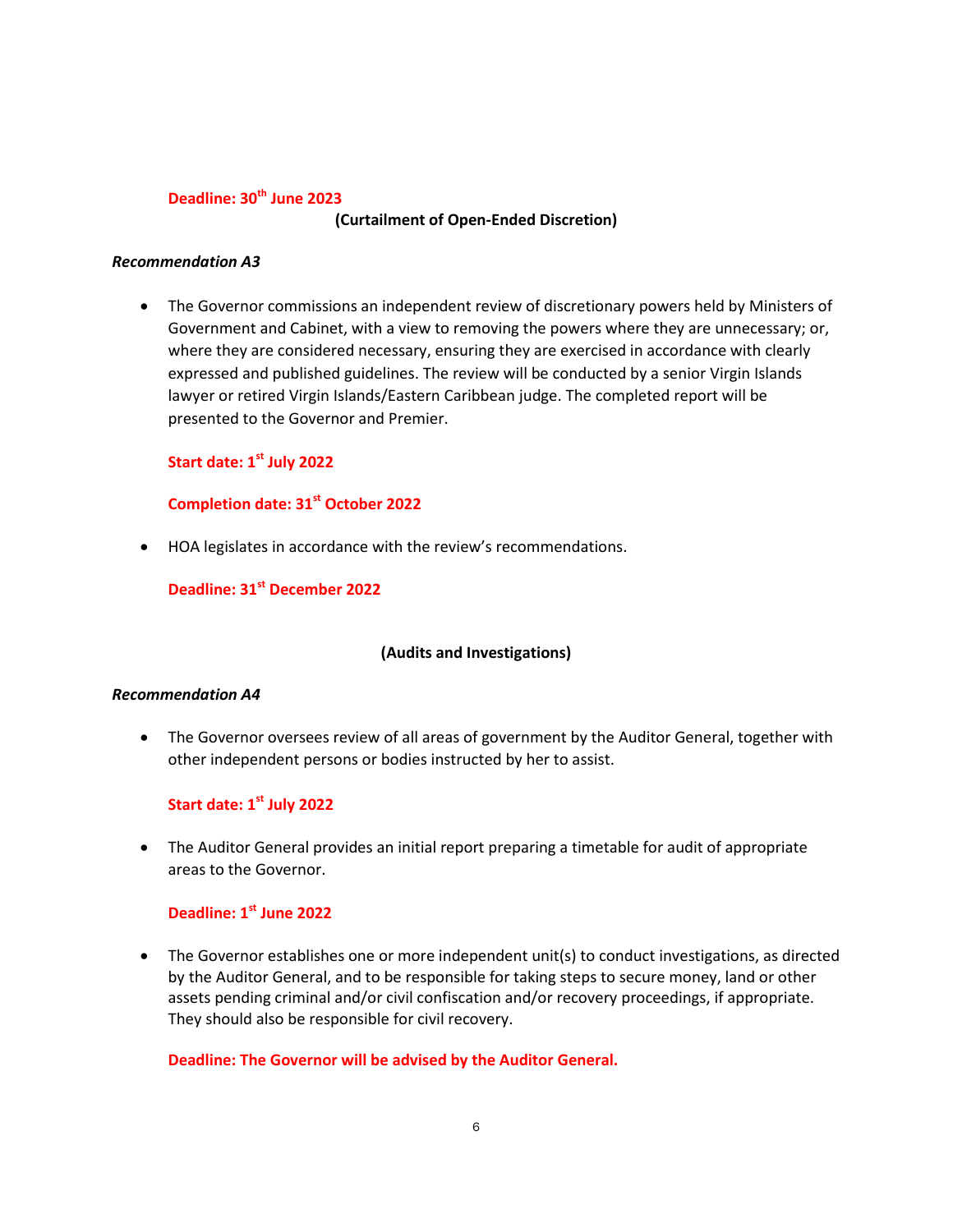**Deadline: 30th June 2023**

**(Curtailment of Open-Ended Discretion)**

***Recommendation A3***

- The Governor commissions an independent review of discretionary powers held by Ministers of Government and Cabinet, with a view to removing the powers where they are unnecessary; or, where they are considered necessary, ensuring they are exercised in accordance with clearly expressed and published guidelines. The review will be conducted by a senior Virgin Islands lawyer or retired Virgin Islands/Eastern Caribbean judge. The completed report will be presented to the Governor and Premier.

  **Start date: 1st July 2022**

  **Completion date: 31st October 2022**

- HOA legislates in accordance with the review's recommendations.

  **Deadline: 31st December 2022**

**(Audits and Investigations)**

***Recommendation A4***

- The Governor oversees review of all areas of government by the Auditor General, together with other independent persons or bodies instructed by her to assist.

  **Start date: 1st July 2022**

- The Auditor General provides an initial report preparing a timetable for audit of appropriate areas to the Governor.

  **Deadline: 1st June 2022**

- The Governor establishes one or more independent unit(s) to conduct investigations, as directed by the Auditor General, and to be responsible for taking steps to secure money, land or other assets pending criminal and/or civil confiscation and/or recovery proceedings, if appropriate. They should also be responsible for civil recovery.

  **Deadline: The Governor will be advised by the Auditor General.**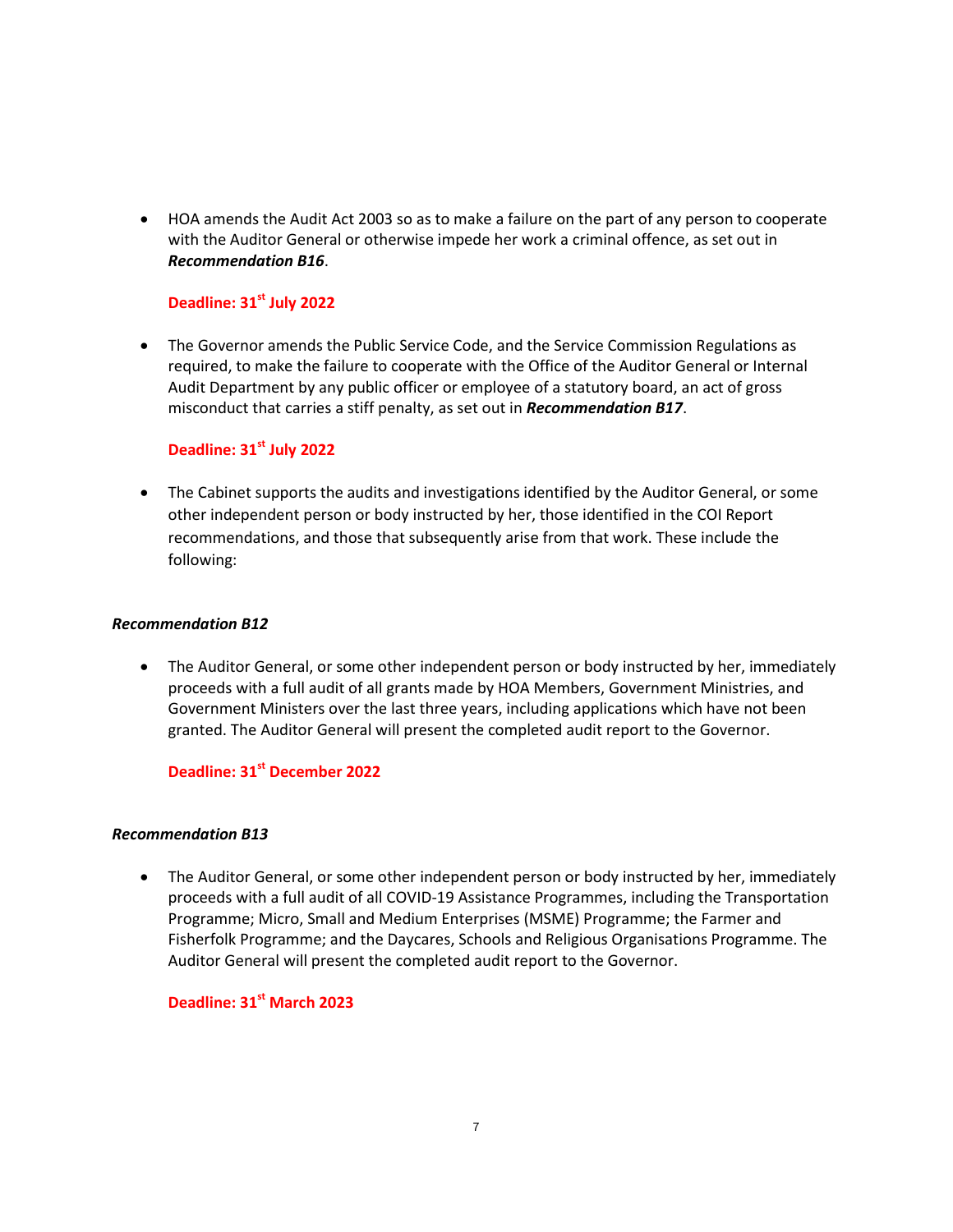- HOA amends the Audit Act 2003 so as to make a failure on the part of any person to cooperate with the Auditor General or otherwise impede her work a criminal offence, as set out in ***Recommendation B16***.

  **Deadline: 31st July 2022**

- The Governor amends the Public Service Code, and the Service Commission Regulations as required, to make the failure to cooperate with the Office of the Auditor General or Internal Audit Department by any public officer or employee of a statutory board, an act of gross misconduct that carries a stiff penalty, as set out in ***Recommendation B17***.

  **Deadline: 31st July 2022**

- The Cabinet supports the audits and investigations identified by the Auditor General, or some other independent person or body instructed by her, those identified in the COI Report recommendations, and those that subsequently arise from that work. These include the following:

***Recommendation B12***

- The Auditor General, or some other independent person or body instructed by her, immediately proceeds with a full audit of all grants made by HOA Members, Government Ministries, and Government Ministers over the last three years, including applications which have not been granted. The Auditor General will present the completed audit report to the Governor.

  **Deadline: 31st December 2022**

***Recommendation B13***

- The Auditor General, or some other independent person or body instructed by her, immediately proceeds with a full audit of all COVID-19 Assistance Programmes, including the Transportation Programme; Micro, Small and Medium Enterprises (MSME) Programme; the Farmer and Fisherfolk Programme; and the Daycares, Schools and Religious Organisations Programme. The Auditor General will present the completed audit report to the Governor.

  **Deadline: 31st March 2023**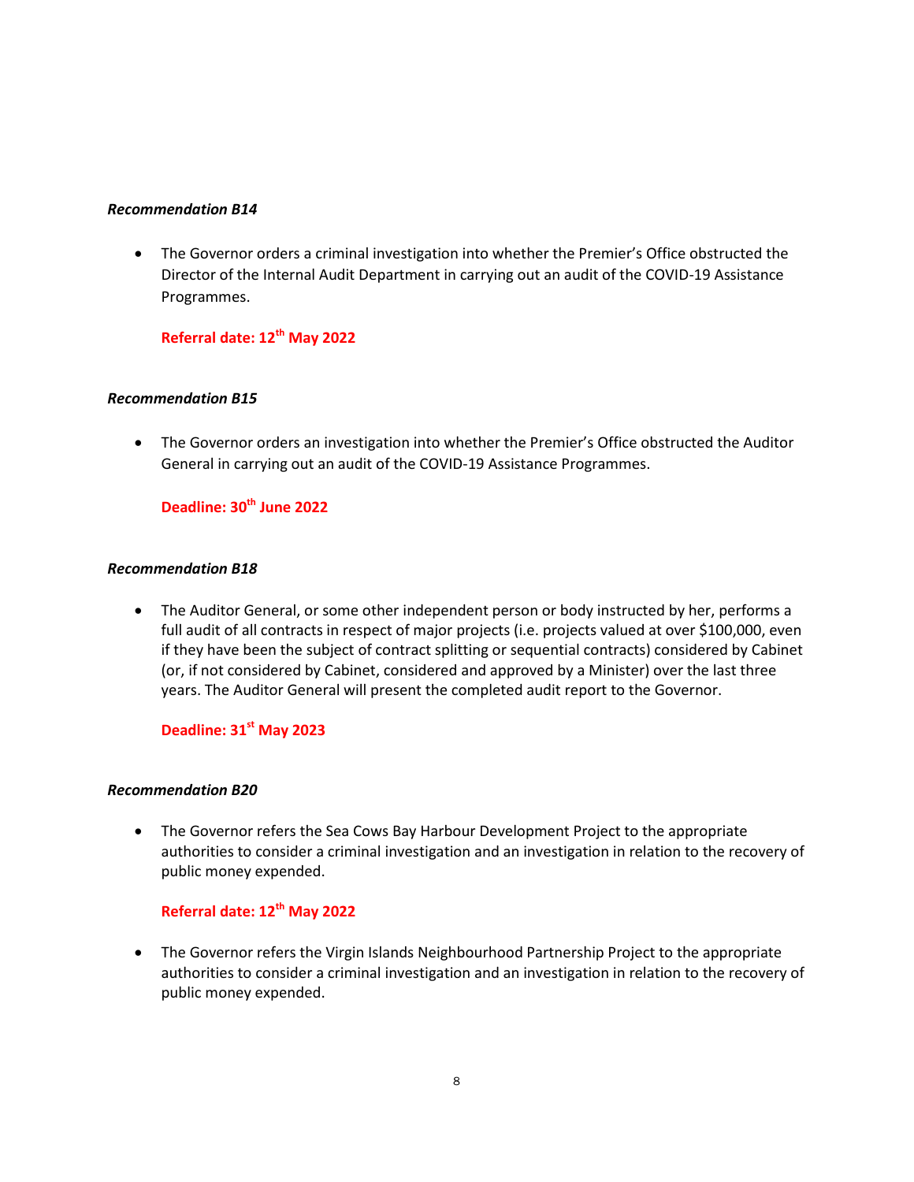***Recommendation B14***

- The Governor orders a criminal investigation into whether the Premier's Office obstructed the Director of the Internal Audit Department in carrying out an audit of the COVID-19 Assistance Programmes.

  **Referral date: 12th May 2022**

***Recommendation B15***

- The Governor orders an investigation into whether the Premier's Office obstructed the Auditor General in carrying out an audit of the COVID-19 Assistance Programmes.

  **Deadline: 30th June 2022**

***Recommendation B18***

- The Auditor General, or some other independent person or body instructed by her, performs a full audit of all contracts in respect of major projects (i.e. projects valued at over $100,000, even if they have been the subject of contract splitting or sequential contracts) considered by Cabinet (or, if not considered by Cabinet, considered and approved by a Minister) over the last three years. The Auditor General will present the completed audit report to the Governor.

  **Deadline: 31st May 2023**

***Recommendation B20***

- The Governor refers the Sea Cows Bay Harbour Development Project to the appropriate authorities to consider a criminal investigation and an investigation in relation to the recovery of public money expended.

  **Referral date: 12th May 2022**

- The Governor refers the Virgin Islands Neighbourhood Partnership Project to the appropriate authorities to consider a criminal investigation and an investigation in relation to the recovery of public money expended.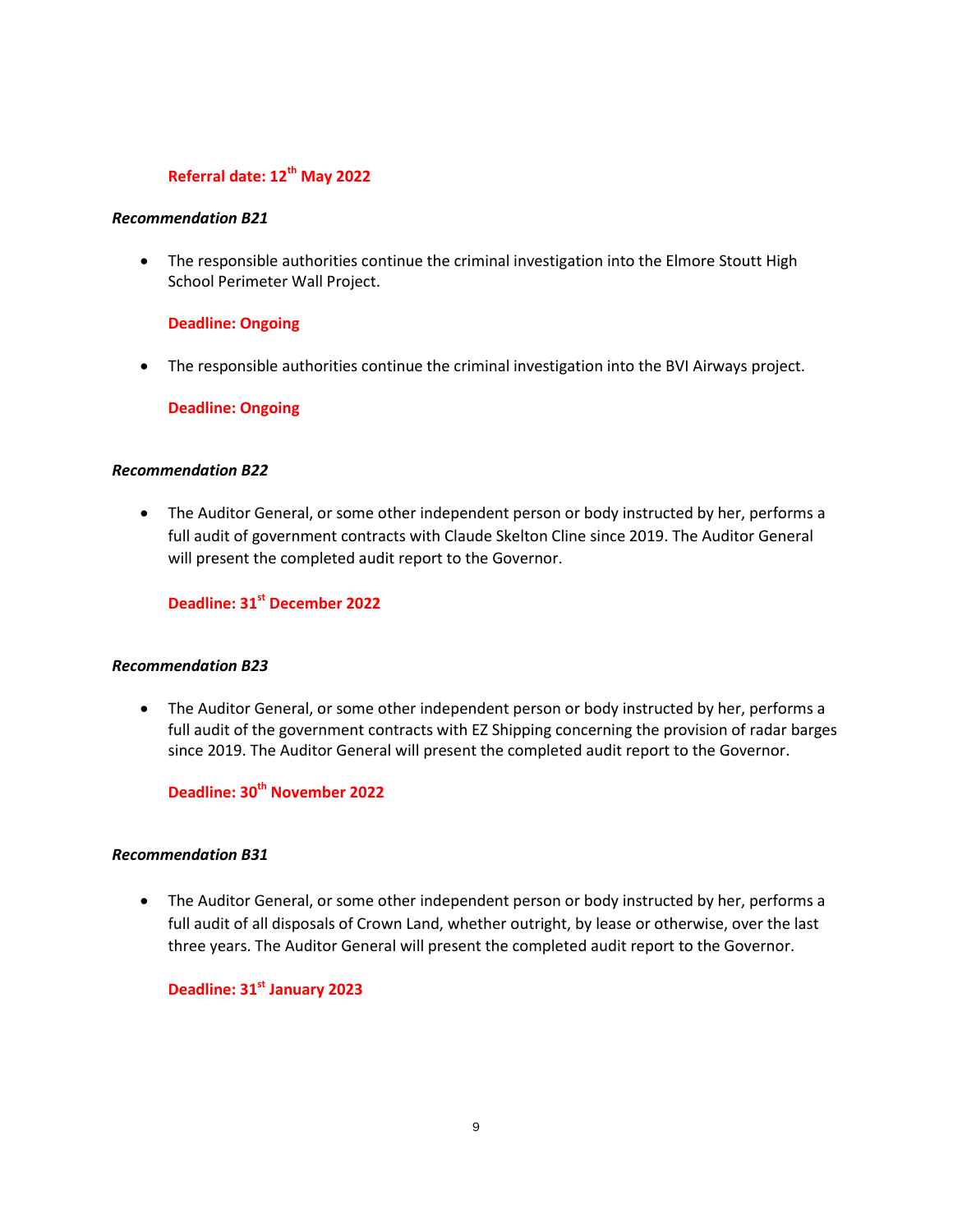**Referral date: 12th May 2022**

***Recommendation B21***

- The responsible authorities continue the criminal investigation into the Elmore Stoutt High School Perimeter Wall Project.

  **Deadline: Ongoing**

- The responsible authorities continue the criminal investigation into the BVI Airways project.

  **Deadline: Ongoing**

***Recommendation B22***

- The Auditor General, or some other independent person or body instructed by her, performs a full audit of government contracts with Claude Skelton Cline since 2019. The Auditor General will present the completed audit report to the Governor.

  **Deadline: 31st December 2022**

***Recommendation B23***

- The Auditor General, or some other independent person or body instructed by her, performs a full audit of the government contracts with EZ Shipping concerning the provision of radar barges since 2019. The Auditor General will present the completed audit report to the Governor.

  **Deadline: 30th November 2022**

***Recommendation B31***

- The Auditor General, or some other independent person or body instructed by her, performs a full audit of all disposals of Crown Land, whether outright, by lease or otherwise, over the last three years. The Auditor General will present the completed audit report to the Governor.

  **Deadline: 31st January 2023**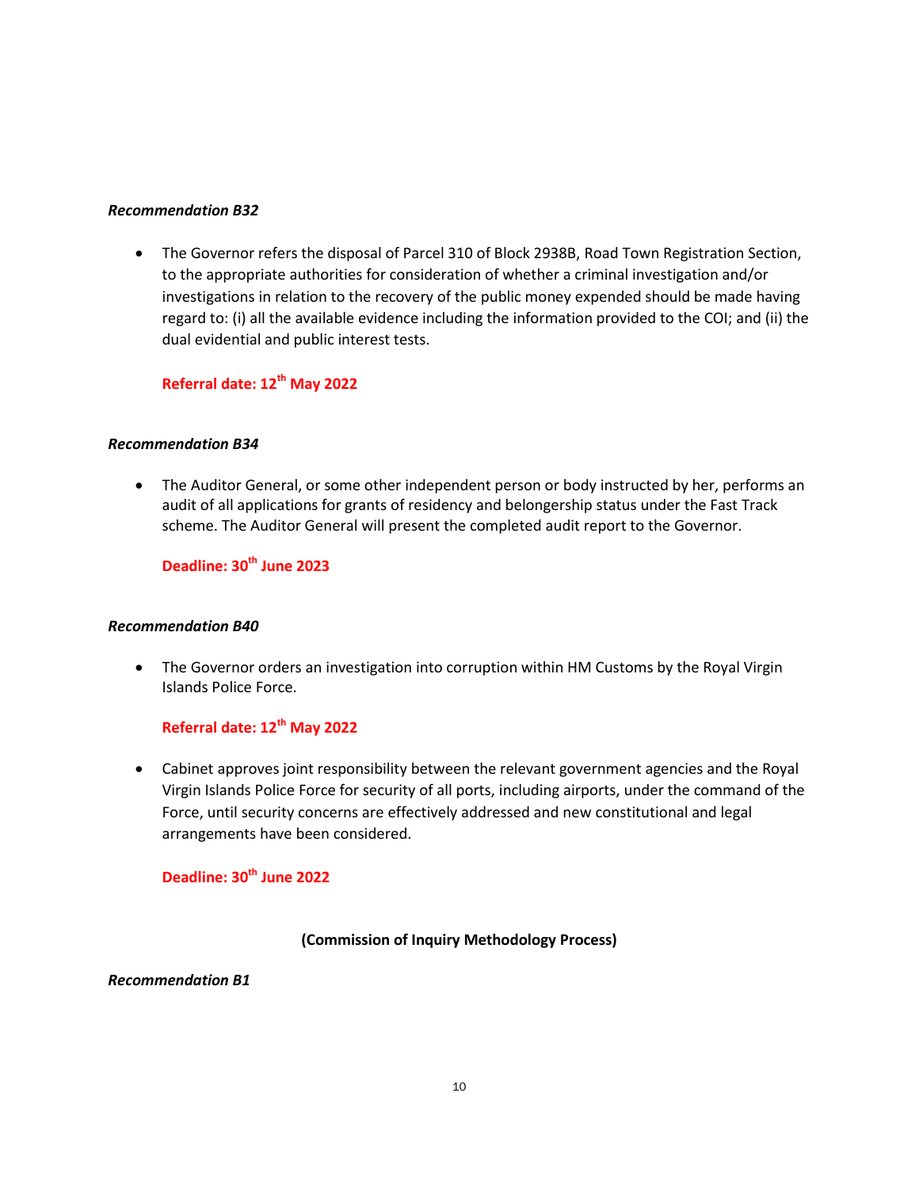***Recommendation B32***

- The Governor refers the disposal of Parcel 310 of Block 2938B, Road Town Registration Section, to the appropriate authorities for consideration of whether a criminal investigation and/or investigations in relation to the recovery of the public money expended should be made having regard to: (i) all the available evidence including the information provided to the COI; and (ii) the dual evidential and public interest tests.

  **Referral date: 12th May 2022**

***Recommendation B34***

- The Auditor General, or some other independent person or body instructed by her, performs an audit of all applications for grants of residency and belongership status under the Fast Track scheme. The Auditor General will present the completed audit report to the Governor.

  **Deadline: 30th June 2023**

***Recommendation B40***

- The Governor orders an investigation into corruption within HM Customs by the Royal Virgin Islands Police Force.

  **Referral date: 12th May 2022**

- Cabinet approves joint responsibility between the relevant government agencies and the Royal Virgin Islands Police Force for security of all ports, including airports, under the command of the Force, until security concerns are effectively addressed and new constitutional and legal arrangements have been considered.

  **Deadline: 30th June 2022**

**(Commission of Inquiry Methodology Process)**

***Recommendation B1***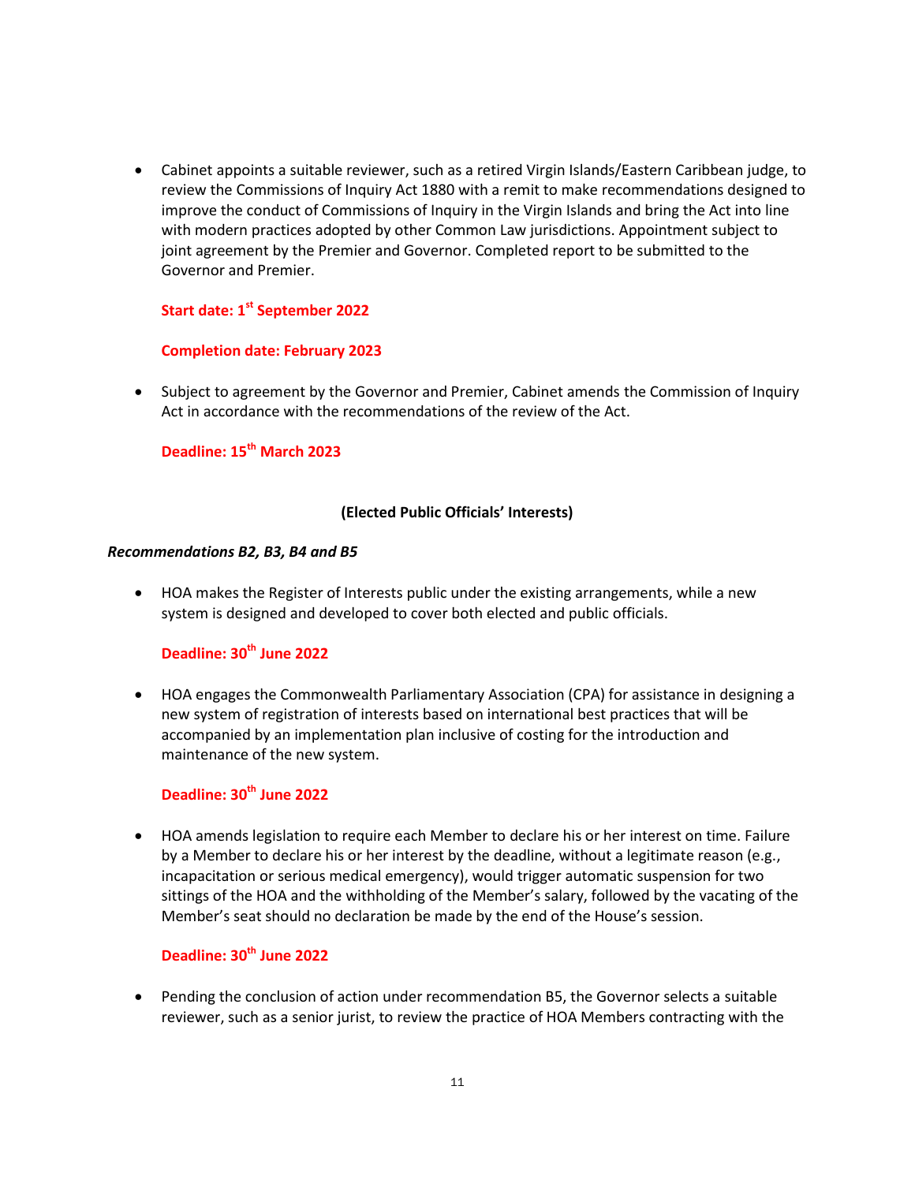- Cabinet appoints a suitable reviewer, such as a retired Virgin Islands/Eastern Caribbean judge, to review the Commissions of Inquiry Act 1880 with a remit to make recommendations designed to improve the conduct of Commissions of Inquiry in the Virgin Islands and bring the Act into line with modern practices adopted by other Common Law jurisdictions. Appointment subject to joint agreement by the Premier and Governor. Completed report to be submitted to the Governor and Premier.

  **Start date: 1st September 2022**

  **Completion date: February 2023**

- Subject to agreement by the Governor and Premier, Cabinet amends the Commission of Inquiry Act in accordance with the recommendations of the review of the Act.

  **Deadline: 15th March 2023**

**(Elected Public Officials' Interests)**

***Recommendations B2, B3, B4 and B5***

- HOA makes the Register of Interests public under the existing arrangements, while a new system is designed and developed to cover both elected and public officials.

  **Deadline: 30th June 2022**

- HOA engages the Commonwealth Parliamentary Association (CPA) for assistance in designing a new system of registration of interests based on international best practices that will be accompanied by an implementation plan inclusive of costing for the introduction and maintenance of the new system.

  **Deadline: 30th June 2022**

- HOA amends legislation to require each Member to declare his or her interest on time. Failure by a Member to declare his or her interest by the deadline, without a legitimate reason (e.g., incapacitation or serious medical emergency), would trigger automatic suspension for two sittings of the HOA and the withholding of the Member's salary, followed by the vacating of the Member's seat should no declaration be made by the end of the House's session.

  **Deadline: 30th June 2022**

- Pending the conclusion of action under recommendation B5, the Governor selects a suitable reviewer, such as a senior jurist, to review the practice of HOA Members contracting with the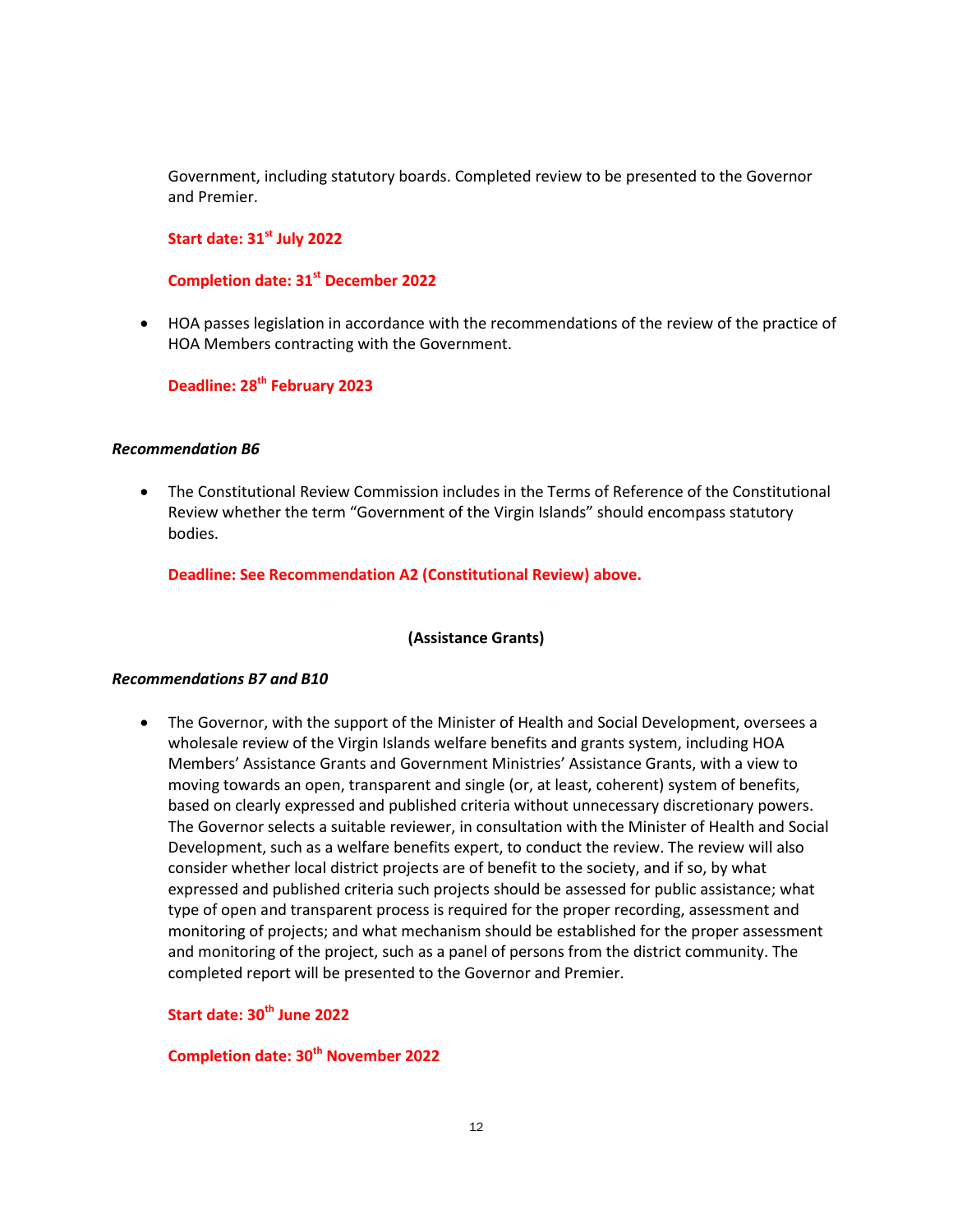Government, including statutory boards. Completed review to be presented to the Governor and Premier.

**Start date: 31st July 2022**

**Completion date: 31st December 2022**

- HOA passes legislation in accordance with the recommendations of the review of the practice of HOA Members contracting with the Government.

  **Deadline: 28th February 2023**

***Recommendation B6***

- The Constitutional Review Commission includes in the Terms of Reference of the Constitutional Review whether the term "Government of the Virgin Islands" should encompass statutory bodies.

  **Deadline: See Recommendation A2 (Constitutional Review) above.**

**(Assistance Grants)**

***Recommendations B7 and B10***

- The Governor, with the support of the Minister of Health and Social Development, oversees a wholesale review of the Virgin Islands welfare benefits and grants system, including HOA Members' Assistance Grants and Government Ministries' Assistance Grants, with a view to moving towards an open, transparent and single (or, at least, coherent) system of benefits, based on clearly expressed and published criteria without unnecessary discretionary powers. The Governor selects a suitable reviewer, in consultation with the Minister of Health and Social Development, such as a welfare benefits expert, to conduct the review. The review will also consider whether local district projects are of benefit to the society, and if so, by what expressed and published criteria such projects should be assessed for public assistance; what type of open and transparent process is required for the proper recording, assessment and monitoring of projects; and what mechanism should be established for the proper assessment and monitoring of the project, such as a panel of persons from the district community. The completed report will be presented to the Governor and Premier.

  **Start date: 30th June 2022**

  **Completion date: 30th November 2022**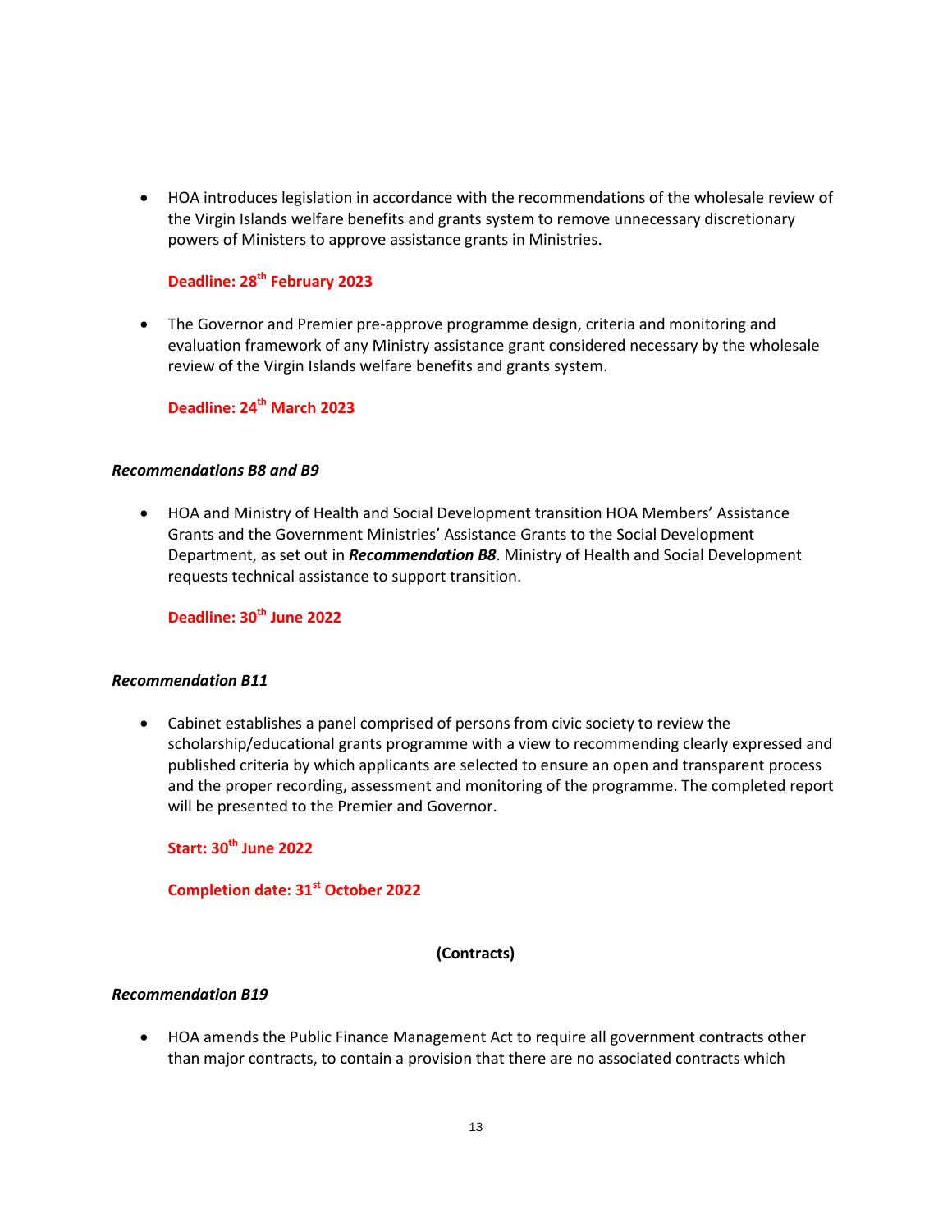- HOA introduces legislation in accordance with the recommendations of the wholesale review of the Virgin Islands welfare benefits and grants system to remove unnecessary discretionary powers of Ministers to approve assistance grants in Ministries.

  **Deadline: 28th February 2023**

- The Governor and Premier pre-approve programme design, criteria and monitoring and evaluation framework of any Ministry assistance grant considered necessary by the wholesale review of the Virgin Islands welfare benefits and grants system.

  **Deadline: 24th March 2023**

***Recommendations B8 and B9***

- HOA and Ministry of Health and Social Development transition HOA Members' Assistance Grants and the Government Ministries' Assistance Grants to the Social Development Department, as set out in ***Recommendation B8***. Ministry of Health and Social Development requests technical assistance to support transition.

  **Deadline: 30th June 2022**

***Recommendation B11***

- Cabinet establishes a panel comprised of persons from civic society to review the scholarship/educational grants programme with a view to recommending clearly expressed and published criteria by which applicants are selected to ensure an open and transparent process and the proper recording, assessment and monitoring of the programme. The completed report will be presented to the Premier and Governor.

  **Start: 30th June 2022**

  **Completion date: 31st October 2022**

**(Contracts)**

***Recommendation B19***

- HOA amends the Public Finance Management Act to require all government contracts other than major contracts, to contain a provision that there are no associated contracts which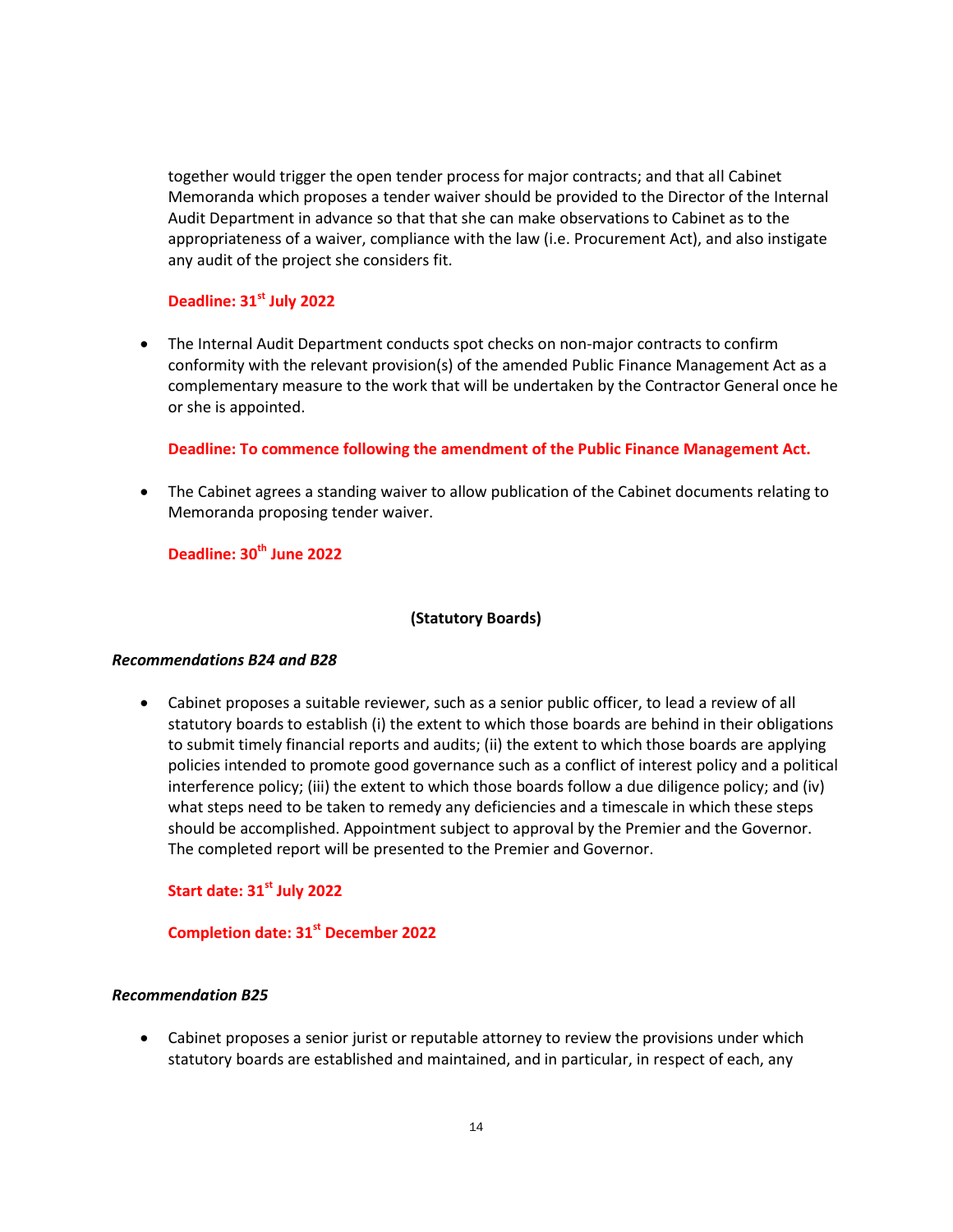together would trigger the open tender process for major contracts; and that all Cabinet Memoranda which proposes a tender waiver should be provided to the Director of the Internal Audit Department in advance so that that she can make observations to Cabinet as to the appropriateness of a waiver, compliance with the law (i.e. Procurement Act), and also instigate any audit of the project she considers fit.

**Deadline: 31st July 2022**

- The Internal Audit Department conducts spot checks on non-major contracts to confirm conformity with the relevant provision(s) of the amended Public Finance Management Act as a complementary measure to the work that will be undertaken by the Contractor General once he or she is appointed.

**Deadline: To commence following the amendment of the Public Finance Management Act.**

- The Cabinet agrees a standing waiver to allow publication of the Cabinet documents relating to Memoranda proposing tender waiver.

**Deadline: 30th June 2022**

**(Statutory Boards)**

***Recommendations B24 and B28***

- Cabinet proposes a suitable reviewer, such as a senior public officer, to lead a review of all statutory boards to establish (i) the extent to which those boards are behind in their obligations to submit timely financial reports and audits; (ii) the extent to which those boards are applying policies intended to promote good governance such as a conflict of interest policy and a political interference policy; (iii) the extent to which those boards follow a due diligence policy; and (iv) what steps need to be taken to remedy any deficiencies and a timescale in which these steps should be accomplished. Appointment subject to approval by the Premier and the Governor. The completed report will be presented to the Premier and Governor.

**Start date: 31st July 2022**

**Completion date: 31st December 2022**

***Recommendation B25***

- Cabinet proposes a senior jurist or reputable attorney to review the provisions under which statutory boards are established and maintained, and in particular, in respect of each, any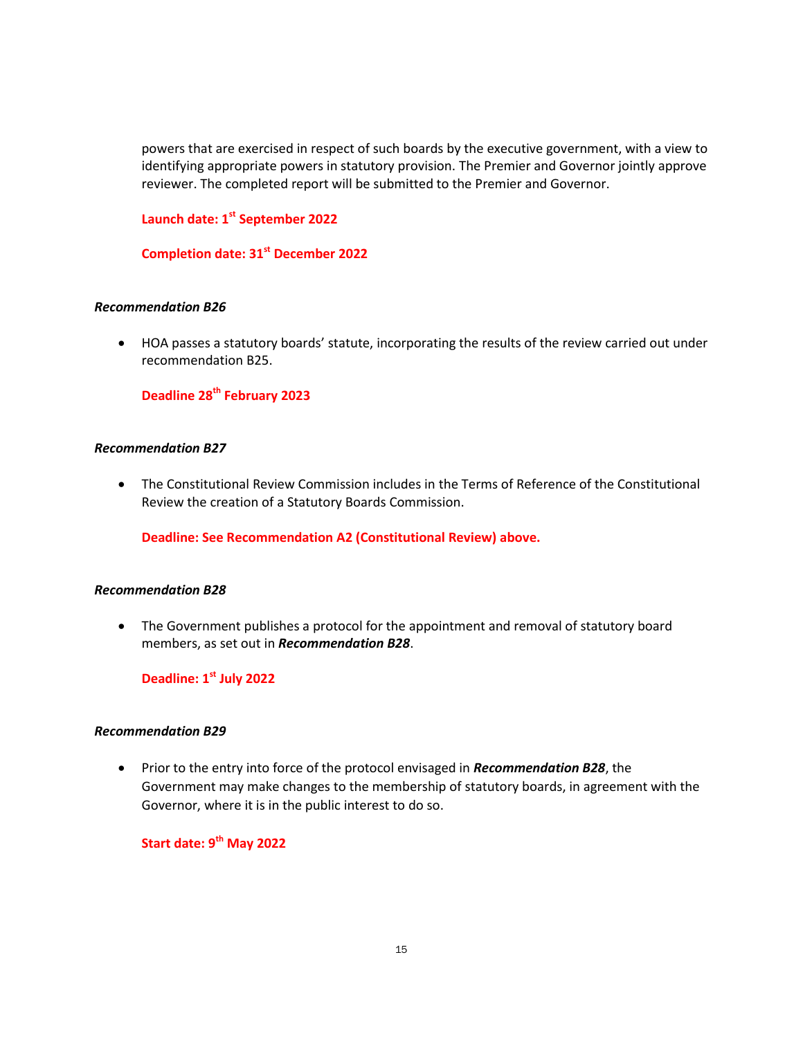powers that are exercised in respect of such boards by the executive government, with a view to identifying appropriate powers in statutory provision. The Premier and Governor jointly approve reviewer. The completed report will be submitted to the Premier and Governor.

**Launch date: 1st September 2022**

**Completion date: 31st December 2022**

***Recommendation B26***

- HOA passes a statutory boards' statute, incorporating the results of the review carried out under recommendation B25.

  **Deadline 28th February 2023**

***Recommendation B27***

- The Constitutional Review Commission includes in the Terms of Reference of the Constitutional Review the creation of a Statutory Boards Commission.

  **Deadline: See Recommendation A2 (Constitutional Review) above.**

***Recommendation B28***

- The Government publishes a protocol for the appointment and removal of statutory board members, as set out in ***Recommendation B28***.

  **Deadline: 1st July 2022**

***Recommendation B29***

- Prior to the entry into force of the protocol envisaged in ***Recommendation B28***, the Government may make changes to the membership of statutory boards, in agreement with the Governor, where it is in the public interest to do so.

  **Start date: 9th May 2022**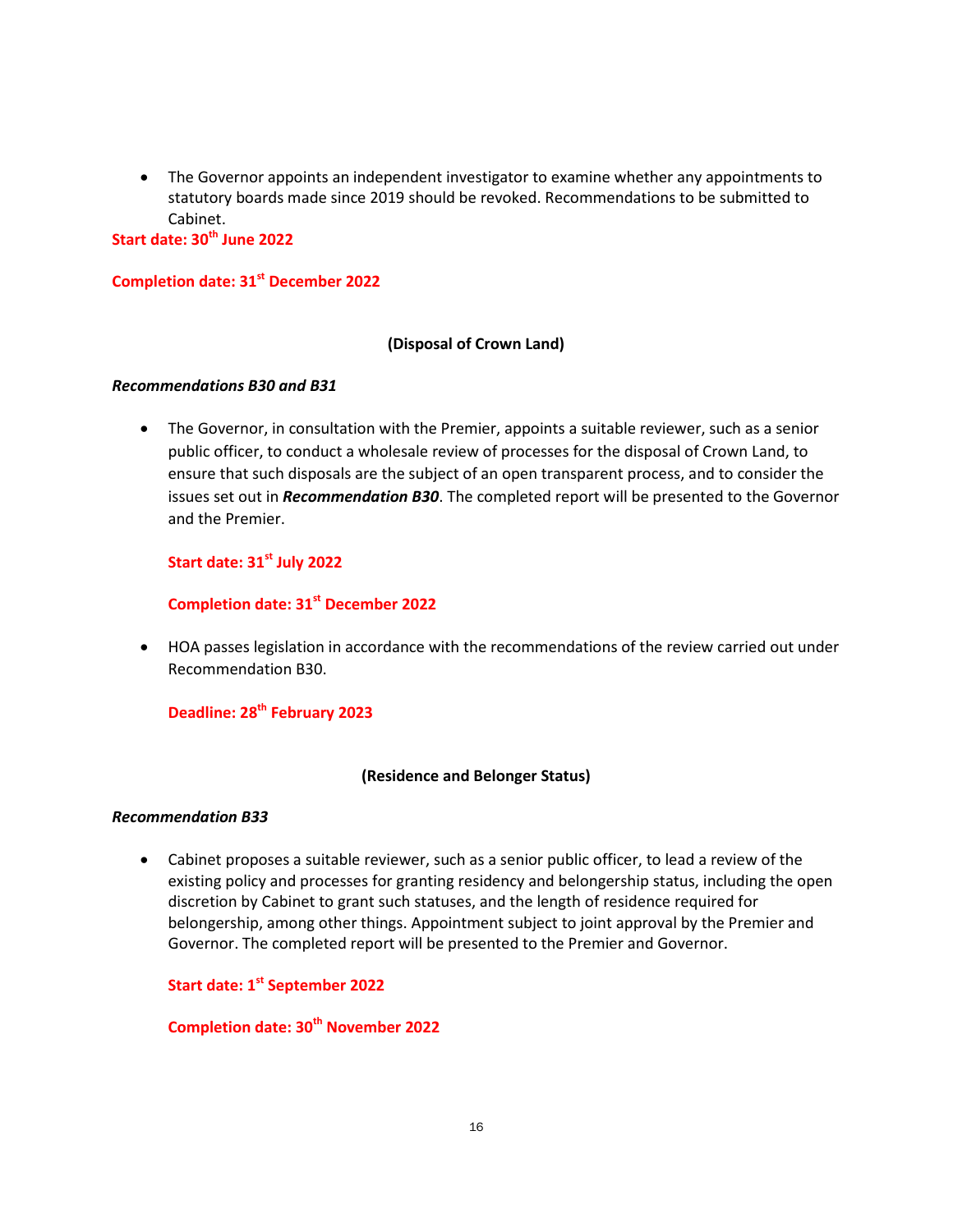- The Governor appoints an independent investigator to examine whether any appointments to statutory boards made since 2019 should be revoked. Recommendations to be submitted to Cabinet.

**Start date: 30th June 2022**

**Completion date: 31st December 2022**

**(Disposal of Crown Land)**

***Recommendations B30 and B31***

- The Governor, in consultation with the Premier, appoints a suitable reviewer, such as a senior public officer, to conduct a wholesale review of processes for the disposal of Crown Land, to ensure that such disposals are the subject of an open transparent process, and to consider the issues set out in ***Recommendation B30***. The completed report will be presented to the Governor and the Premier.

  **Start date: 31st July 2022**

  **Completion date: 31st December 2022**

- HOA passes legislation in accordance with the recommendations of the review carried out under Recommendation B30.

  **Deadline: 28th February 2023**

**(Residence and Belonger Status)**

***Recommendation B33***

- Cabinet proposes a suitable reviewer, such as a senior public officer, to lead a review of the existing policy and processes for granting residency and belongership status, including the open discretion by Cabinet to grant such statuses, and the length of residence required for belongership, among other things. Appointment subject to joint approval by the Premier and Governor. The completed report will be presented to the Premier and Governor.

  **Start date: 1st September 2022**

  **Completion date: 30th November 2022**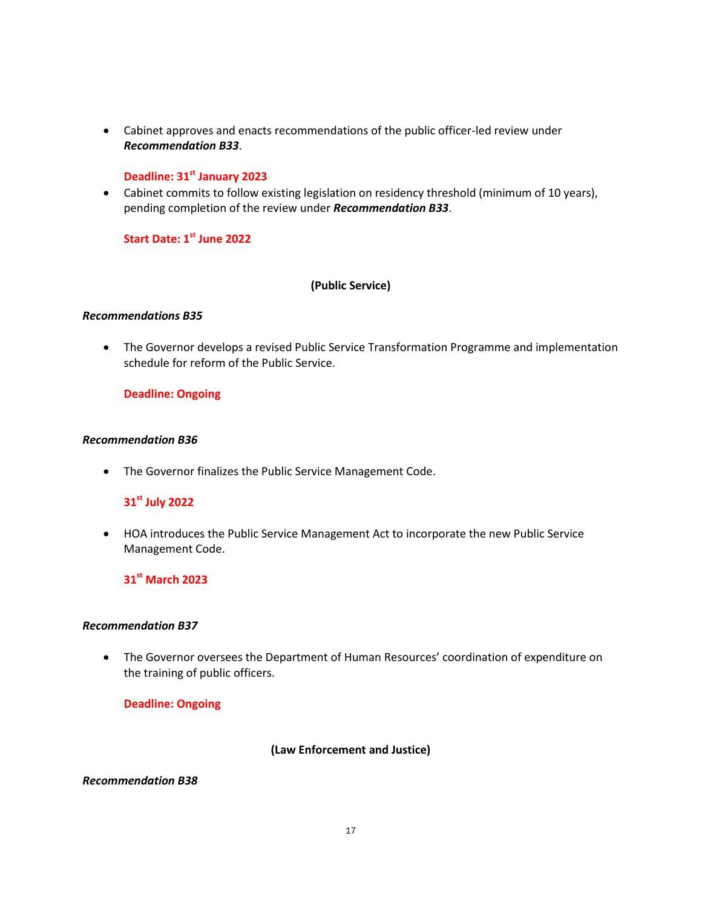- Cabinet approves and enacts recommendations of the public officer-led review under ***Recommendation B33***.

  **Deadline: 31st January 2023**

- Cabinet commits to follow existing legislation on residency threshold (minimum of 10 years), pending completion of the review under ***Recommendation B33***.

  **Start Date: 1st June 2022**

**(Public Service)**

***Recommendations B35***

- The Governor develops a revised Public Service Transformation Programme and implementation schedule for reform of the Public Service.

  **Deadline: Ongoing**

***Recommendation B36***

- The Governor finalizes the Public Service Management Code.

  **31st July 2022**

- HOA introduces the Public Service Management Act to incorporate the new Public Service Management Code.

  **31st March 2023**

***Recommendation B37***

- The Governor oversees the Department of Human Resources' coordination of expenditure on the training of public officers.

  **Deadline: Ongoing**

**(Law Enforcement and Justice)**

***Recommendation B38***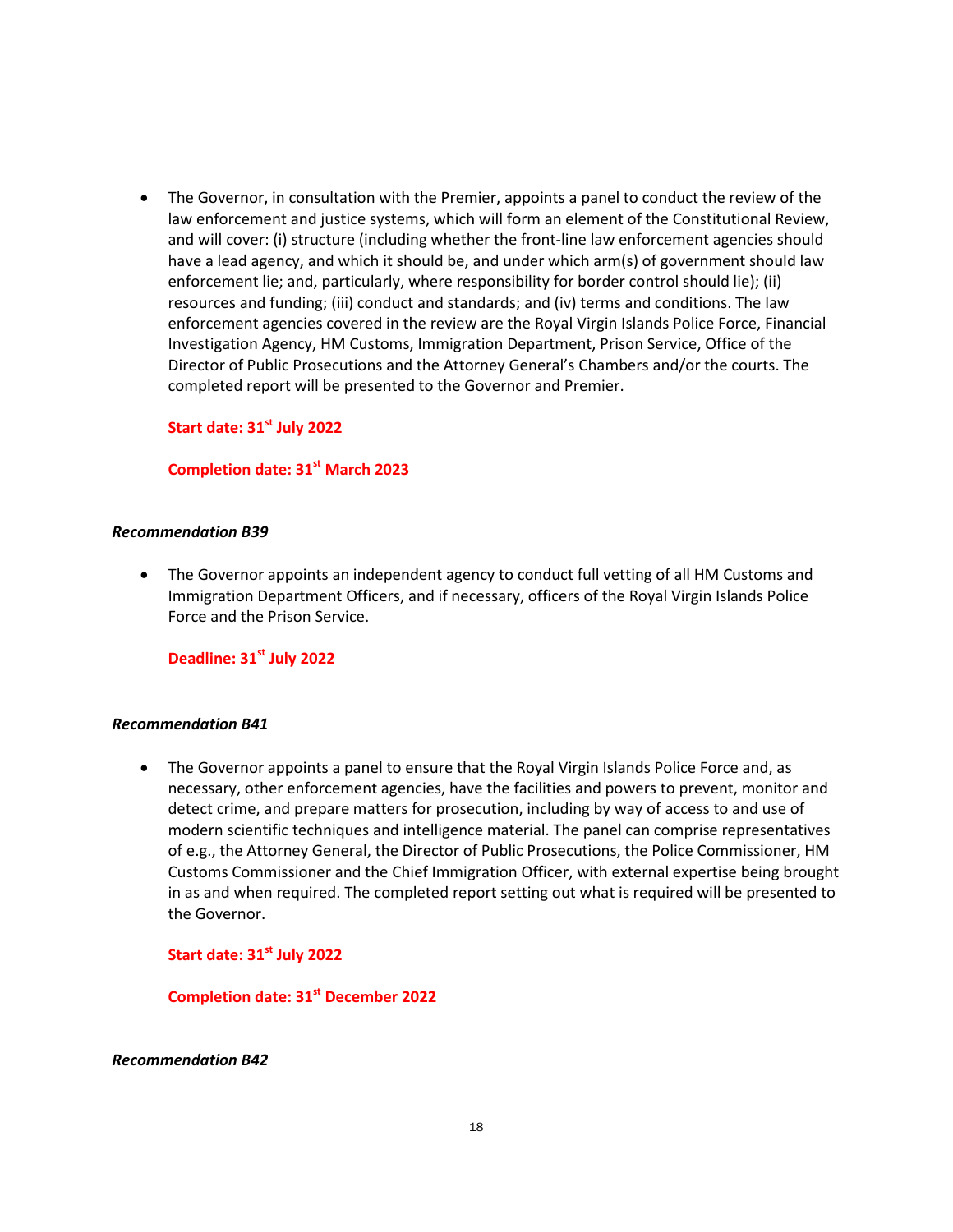- The Governor, in consultation with the Premier, appoints a panel to conduct the review of the law enforcement and justice systems, which will form an element of the Constitutional Review, and will cover: (i) structure (including whether the front-line law enforcement agencies should have a lead agency, and which it should be, and under which arm(s) of government should law enforcement lie; and, particularly, where responsibility for border control should lie); (ii) resources and funding; (iii) conduct and standards; and (iv) terms and conditions. The law enforcement agencies covered in the review are the Royal Virgin Islands Police Force, Financial Investigation Agency, HM Customs, Immigration Department, Prison Service, Office of the Director of Public Prosecutions and the Attorney General's Chambers and/or the courts. The completed report will be presented to the Governor and Premier.

  **Start date: 31st July 2022**

  **Completion date: 31st March 2023**

***Recommendation B39***

- The Governor appoints an independent agency to conduct full vetting of all HM Customs and Immigration Department Officers, and if necessary, officers of the Royal Virgin Islands Police Force and the Prison Service.

  **Deadline: 31st July 2022**

***Recommendation B41***

- The Governor appoints a panel to ensure that the Royal Virgin Islands Police Force and, as necessary, other enforcement agencies, have the facilities and powers to prevent, monitor and detect crime, and prepare matters for prosecution, including by way of access to and use of modern scientific techniques and intelligence material. The panel can comprise representatives of e.g., the Attorney General, the Director of Public Prosecutions, the Police Commissioner, HM Customs Commissioner and the Chief Immigration Officer, with external expertise being brought in as and when required. The completed report setting out what is required will be presented to the Governor.

  **Start date: 31st July 2022**

  **Completion date: 31st December 2022**

***Recommendation B42***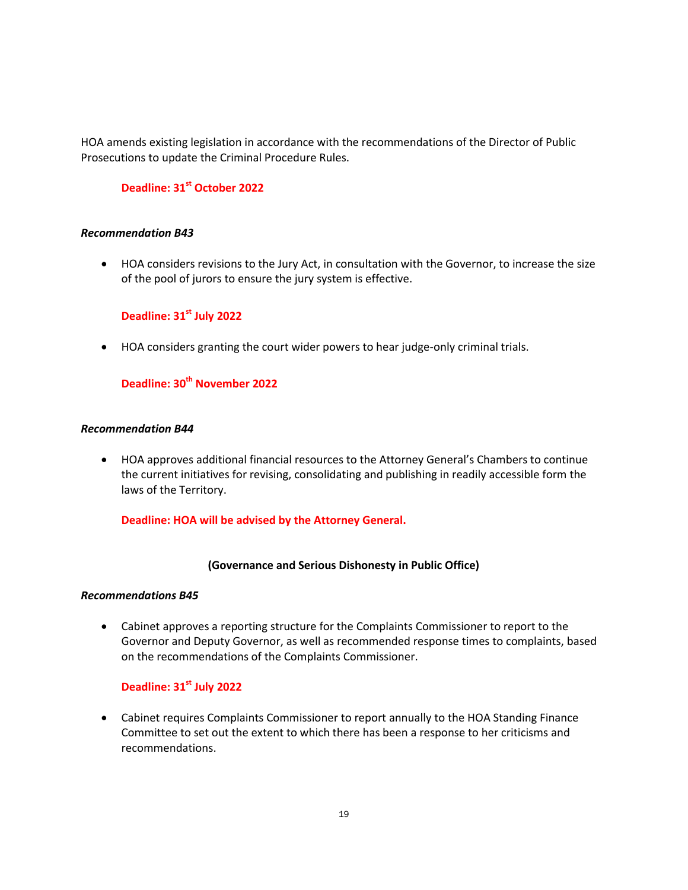HOA amends existing legislation in accordance with the recommendations of the Director of Public Prosecutions to update the Criminal Procedure Rules.

**Deadline: 31st October 2022**

***Recommendation B43***

- HOA considers revisions to the Jury Act, in consultation with the Governor, to increase the size of the pool of jurors to ensure the jury system is effective.

  **Deadline: 31st July 2022**

- HOA considers granting the court wider powers to hear judge-only criminal trials.

  **Deadline: 30th November 2022**

***Recommendation B44***

- HOA approves additional financial resources to the Attorney General's Chambers to continue the current initiatives for revising, consolidating and publishing in readily accessible form the laws of the Territory.

  **Deadline: HOA will be advised by the Attorney General.**

**(Governance and Serious Dishonesty in Public Office)**

***Recommendations B45***

- Cabinet approves a reporting structure for the Complaints Commissioner to report to the Governor and Deputy Governor, as well as recommended response times to complaints, based on the recommendations of the Complaints Commissioner.

  **Deadline: 31st July 2022**

- Cabinet requires Complaints Commissioner to report annually to the HOA Standing Finance Committee to set out the extent to which there has been a response to her criticisms and recommendations.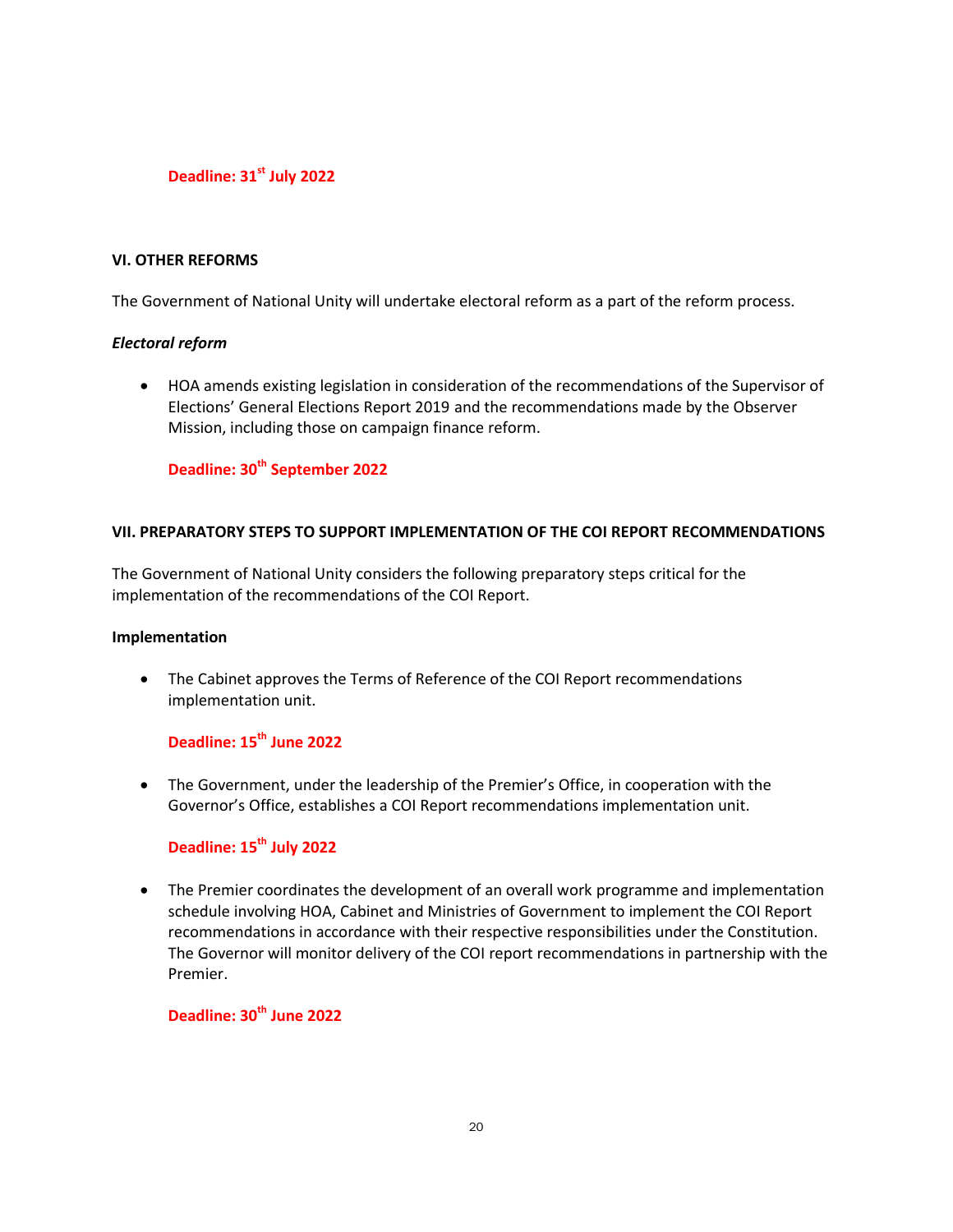**Deadline: 31st July 2022**

**VI. OTHER REFORMS**

The Government of National Unity will undertake electoral reform as a part of the reform process.

***Electoral reform***

- HOA amends existing legislation in consideration of the recommendations of the Supervisor of Elections' General Elections Report 2019 and the recommendations made by the Observer Mission, including those on campaign finance reform.

  **Deadline: 30th September 2022**

**VII. PREPARATORY STEPS TO SUPPORT IMPLEMENTATION OF THE COI REPORT RECOMMENDATIONS**

The Government of National Unity considers the following preparatory steps critical for the implementation of the recommendations of the COI Report.

**Implementation**

- The Cabinet approves the Terms of Reference of the COI Report recommendations implementation unit.

  **Deadline: 15th June 2022**

- The Government, under the leadership of the Premier's Office, in cooperation with the Governor's Office, establishes a COI Report recommendations implementation unit.

  **Deadline: 15th July 2022**

- The Premier coordinates the development of an overall work programme and implementation schedule involving HOA, Cabinet and Ministries of Government to implement the COI Report recommendations in accordance with their respective responsibilities under the Constitution. The Governor will monitor delivery of the COI report recommendations in partnership with the Premier.

  **Deadline: 30th June 2022**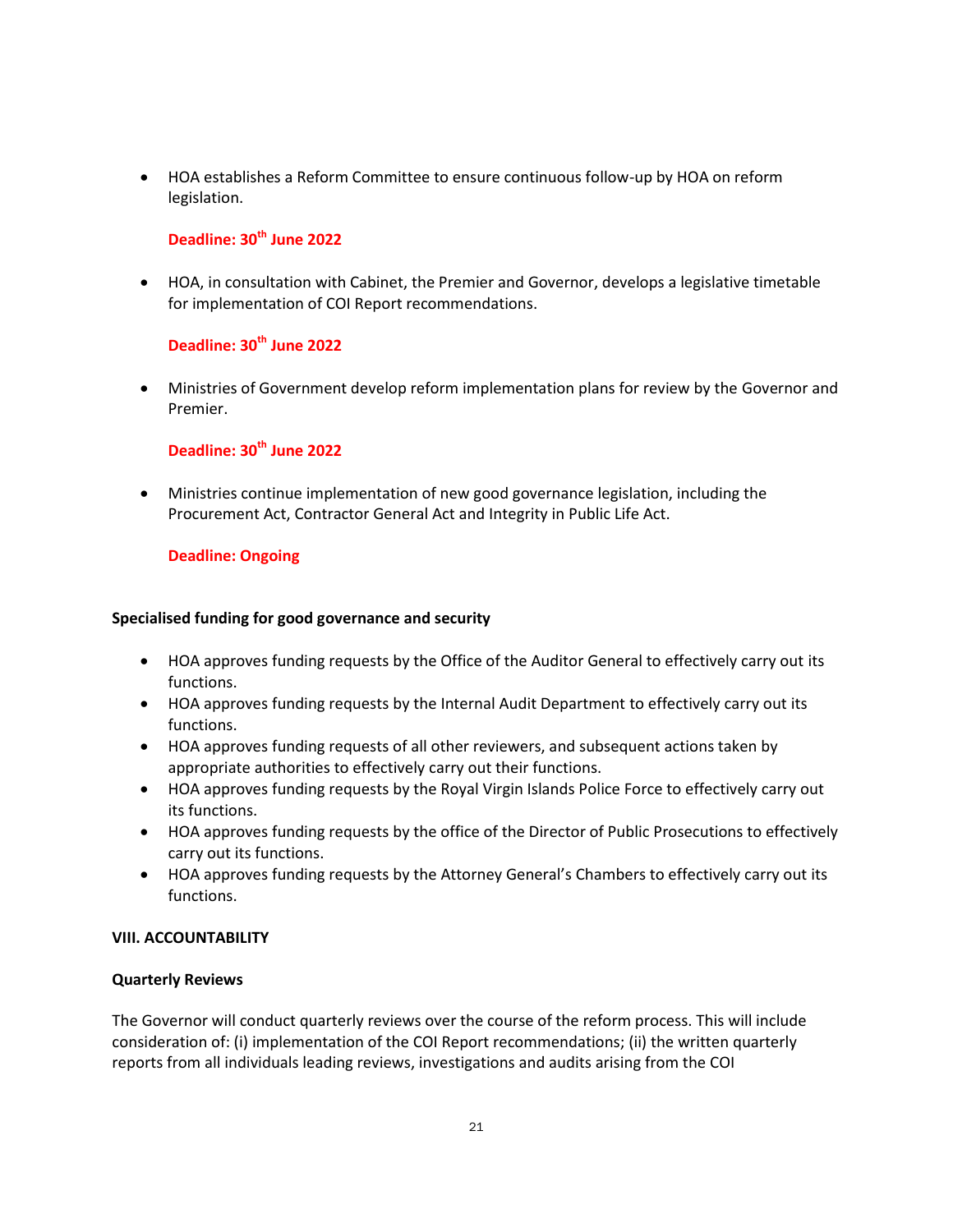- HOA establishes a Reform Committee to ensure continuous follow-up by HOA on reform legislation.

  **Deadline: 30th June 2022**

- HOA, in consultation with Cabinet, the Premier and Governor, develops a legislative timetable for implementation of COI Report recommendations.

  **Deadline: 30th June 2022**

- Ministries of Government develop reform implementation plans for review by the Governor and Premier.

  **Deadline: 30th June 2022**

- Ministries continue implementation of new good governance legislation, including the Procurement Act, Contractor General Act and Integrity in Public Life Act.

  **Deadline: Ongoing**

**Specialised funding for good governance and security**

- HOA approves funding requests by the Office of the Auditor General to effectively carry out its functions.
- HOA approves funding requests by the Internal Audit Department to effectively carry out its functions.
- HOA approves funding requests of all other reviewers, and subsequent actions taken by appropriate authorities to effectively carry out their functions.
- HOA approves funding requests by the Royal Virgin Islands Police Force to effectively carry out its functions.
- HOA approves funding requests by the office of the Director of Public Prosecutions to effectively carry out its functions.
- HOA approves funding requests by the Attorney General's Chambers to effectively carry out its functions.

## VIII. ACCOUNTABILITY

**Quarterly Reviews**

The Governor will conduct quarterly reviews over the course of the reform process. This will include consideration of: (i) implementation of the COI Report recommendations; (ii) the written quarterly reports from all individuals leading reviews, investigations and audits arising from the COI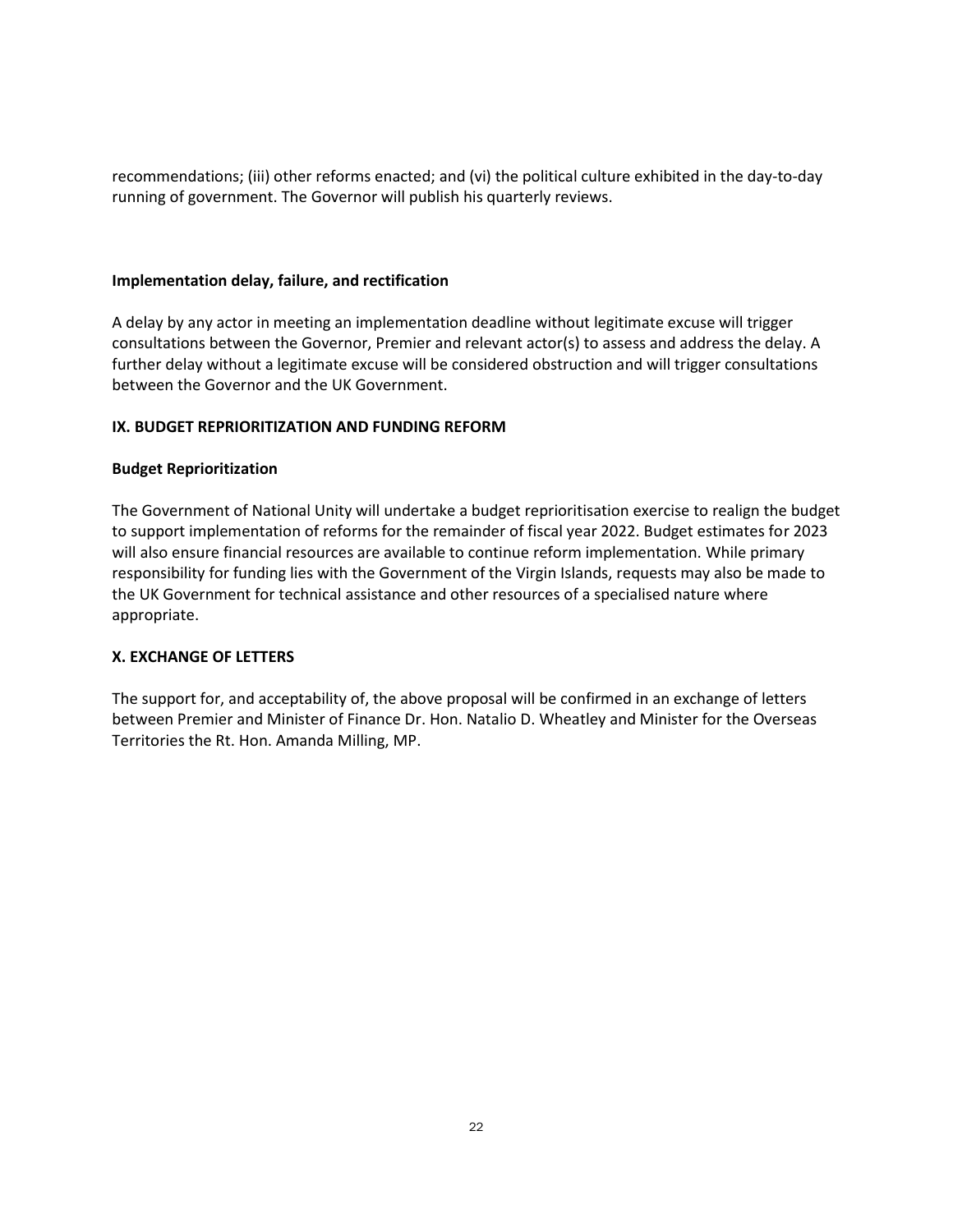recommendations; (iii) other reforms enacted; and (vi) the political culture exhibited in the day-to-day running of government. The Governor will publish his quarterly reviews.

**Implementation delay, failure, and rectification**

A delay by any actor in meeting an implementation deadline without legitimate excuse will trigger consultations between the Governor, Premier and relevant actor(s) to assess and address the delay. A further delay without a legitimate excuse will be considered obstruction and will trigger consultations between the Governor and the UK Government.

## IX. BUDGET REPRIORITIZATION AND FUNDING REFORM

**Budget Reprioritization**

The Government of National Unity will undertake a budget reprioritisation exercise to realign the budget to support implementation of reforms for the remainder of fiscal year 2022. Budget estimates for 2023 will also ensure financial resources are available to continue reform implementation. While primary responsibility for funding lies with the Government of the Virgin Islands, requests may also be made to the UK Government for technical assistance and other resources of a specialised nature where appropriate.

## X. EXCHANGE OF LETTERS

The support for, and acceptability of, the above proposal will be confirmed in an exchange of letters between Premier and Minister of Finance Dr. Hon. Natalio D. Wheatley and Minister for the Overseas Territories the Rt. Hon. Amanda Milling, MP.